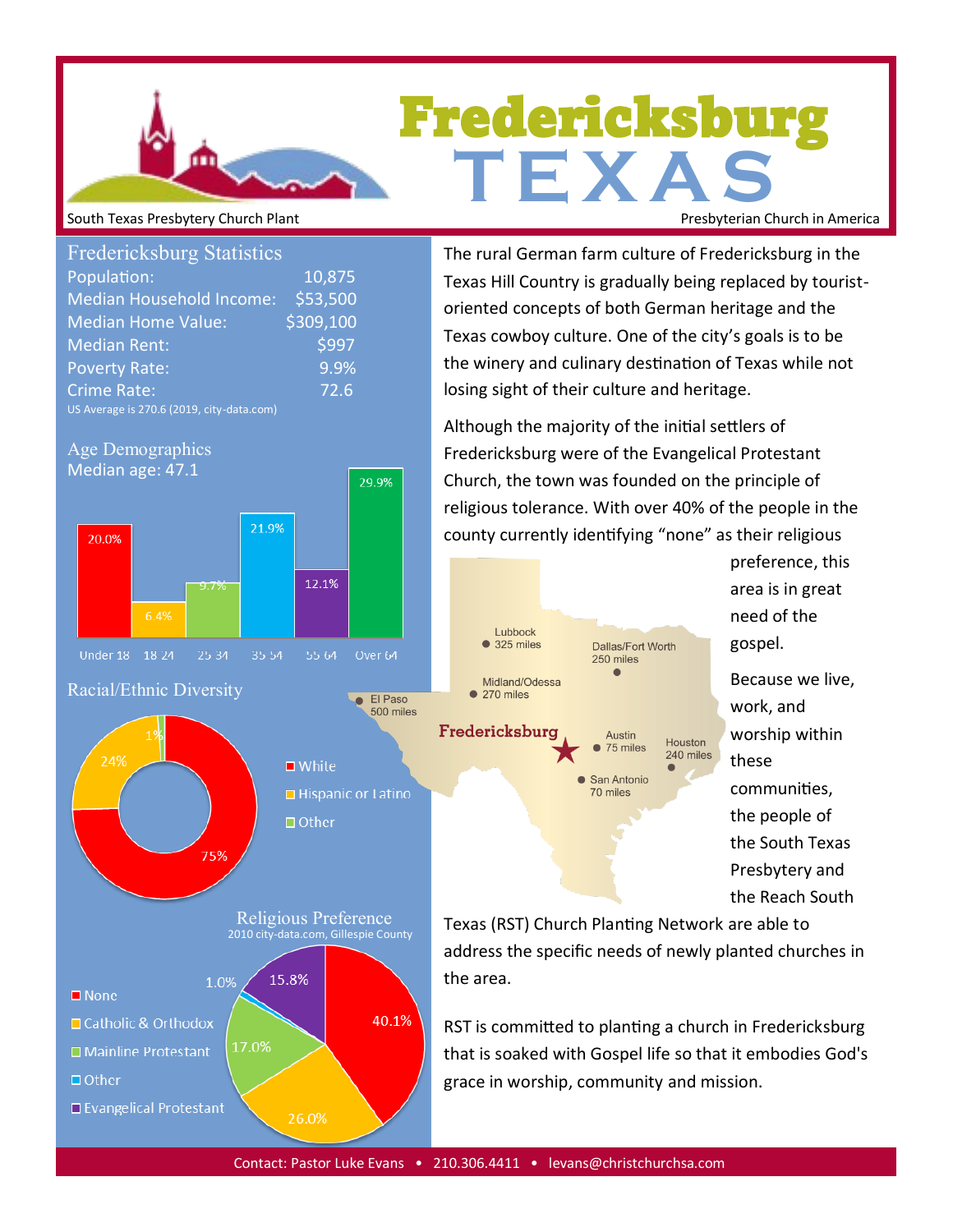# Fredericksburg TEXAS

South Texas Presbytery Church Plant

Presbyterian Church in America

## Fredericksburg Statistics

| | |
|---|---|
| Population: | 10,875 |
| Median Household Income: | $53,500 |
| Median Home Value: | $309,100 |
| Median Rent: | $997 |
| Poverty Rate: | 9.9% |
| Crime Rate: | 72.6 |

US Average is 270.6 (2019, city-data.com)

## Age Demographics

Median age: 47.1

| Under 18 | 18 24 | 25 34 | 35 54 | 55 64 | Over 64 |
|---|---|---|---|---|---|
| 20.0% | 6.4% | 9.7% | 21.9% | 12.1% | 29.9% |

## Racial/Ethnic Diversity

- White: 75%
- Hispanic or Latino: 24%
- Other: 1%

## Religious Preference

2010 city-data.com, Gillespie County

- None: 40.1%
- Catholic & Orthodox: 26.0%
- Mainline Protestant: 17.0%
- Other: 1.0%
- Evangelical Protestant: 15.8%

The rural German farm culture of Fredericksburg in the Texas Hill Country is gradually being replaced by tourist-oriented concepts of both German heritage and the Texas cowboy culture. One of the city's goals is to be the winery and culinary destination of Texas while not losing sight of their culture and heritage.

Although the majority of the initial settlers of Fredericksburg were of the Evangelical Protestant Church, the town was founded on the principle of religious tolerance. With over 40% of the people in the county currently identifying "none" as their religious preference, this area is in great need of the gospel.

Fredericksburg — Lubbock 325 miles; Dallas/Fort Worth 250 miles; Midland/Odessa 270 miles; El Paso 500 miles; Austin 75 miles; Houston 240 miles; San Antonio 70 miles

Because we live, work, and worship within these communities, the people of the South Texas Presbytery and the Reach South Texas (RST) Church Planting Network are able to address the specific needs of newly planted churches in the area.

RST is committed to planting a church in Fredericksburg that is soaked with Gospel life so that it embodies God's grace in worship, community and mission.

Contact: Pastor Luke Evans • 210.306.4411 • levans@christchurchsa.com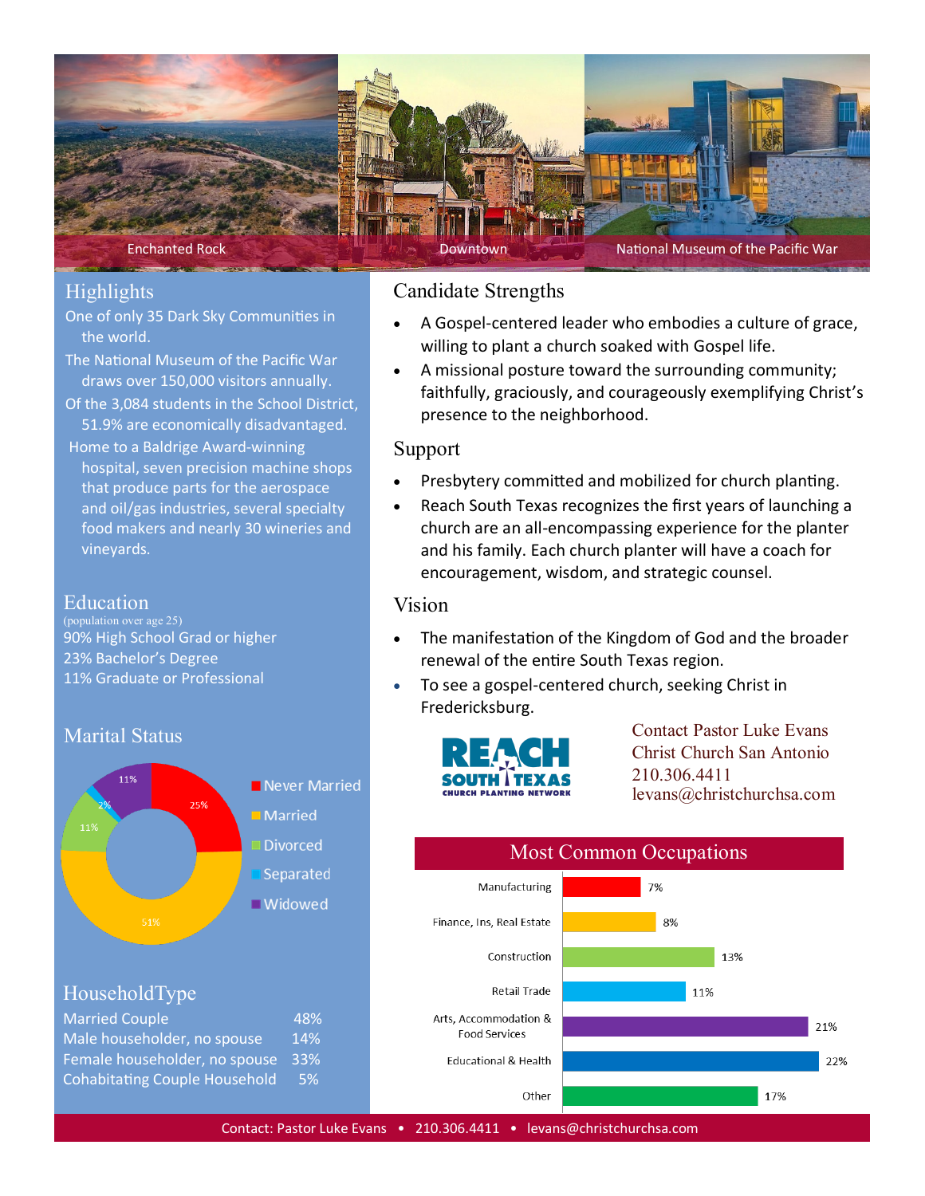Enchanted Rock

Downtown

National Museum of the Pacific War

## Highlights

One of only 35 Dark Sky Communities in the world.

The National Museum of the Pacific War draws over 150,000 visitors annually.

Of the 3,084 students in the School District, 51.9% are economically disadvantaged.

Home to a Baldrige Award-winning hospital, seven precision machine shops that produce parts for the aerospace and oil/gas industries, several specialty food makers and nearly 30 wineries and vineyards.

## Education

(population over age 25)

90% High School Grad or higher
23% Bachelor's Degree
11% Graduate or Professional

## Marital Status

25%
51%
11%
2%
11%

Never Married
Married
Divorced
Separated
Widowed

## HouseholdType

| | |
|---|---|
| Married Couple | 48% |
| Male householder, no spouse | 14% |
| Female householder, no spouse | 33% |
| Cohabitating Couple Household | 5% |

## Candidate Strengths

- A Gospel-centered leader who embodies a culture of grace, willing to plant a church soaked with Gospel life.
- A missional posture toward the surrounding community; faithfully, graciously, and courageously exemplifying Christ's presence to the neighborhood.

## Support

- Presbytery committed and mobilized for church planting.
- Reach South Texas recognizes the first years of launching a church are an all-encompassing experience for the planter and his family. Each church planter will have a coach for encouragement, wisdom, and strategic counsel.

## Vision

- The manifestation of the Kingdom of God and the broader renewal of the entire South Texas region.
- To see a gospel-centered church, seeking Christ in Fredericksburg.

REACH SOUTH TEXAS
CHURCH PLANTING NETWORK

Contact Pastor Luke Evans
Christ Church San Antonio
210.306.4411
levans@christchurchsa.com

## Most Common Occupations

Manufacturing 7%
Finance, Ins, Real Estate 8%
Construction 13%
Retail Trade 11%
Arts, Accommodation & Food Services 21%
Educational & Health 22%
Other 17%

Contact: Pastor Luke Evans • 210.306.4411 • levans@christchurchsa.com